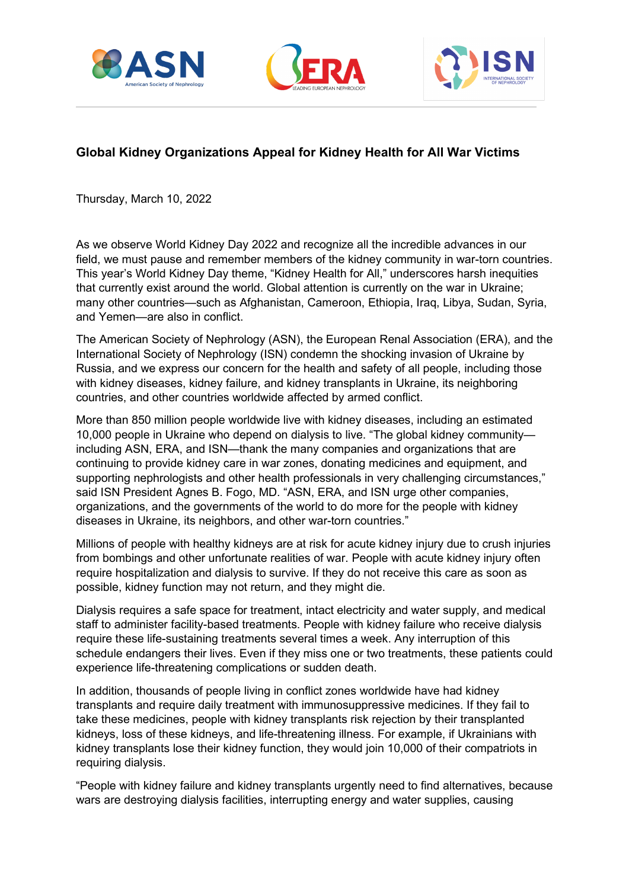**Global Kidney Organizations Appeal for Kidney Health for All War Victims**

Thursday, March 10, 2022

As we observe World Kidney Day 2022 and recognize all the incredible advances in our field, we must pause and remember members of the kidney community in war-torn countries. This year's World Kidney Day theme, "Kidney Health for All," underscores harsh inequities that currently exist around the world. Global attention is currently on the war in Ukraine; many other countries—such as Afghanistan, Cameroon, Ethiopia, Iraq, Libya, Sudan, Syria, and Yemen—are also in conflict.

The American Society of Nephrology (ASN), the European Renal Association (ERA), and the International Society of Nephrology (ISN) condemn the shocking invasion of Ukraine by Russia, and we express our concern for the health and safety of all people, including those with kidney diseases, kidney failure, and kidney transplants in Ukraine, its neighboring countries, and other countries worldwide affected by armed conflict.

More than 850 million people worldwide live with kidney diseases, including an estimated 10,000 people in Ukraine who depend on dialysis to live. "The global kidney community—including ASN, ERA, and ISN—thank the many companies and organizations that are continuing to provide kidney care in war zones, donating medicines and equipment, and supporting nephrologists and other health professionals in very challenging circumstances," said ISN President Agnes B. Fogo, MD. "ASN, ERA, and ISN urge other companies, organizations, and the governments of the world to do more for the people with kidney diseases in Ukraine, its neighbors, and other war-torn countries."

Millions of people with healthy kidneys are at risk for acute kidney injury due to crush injuries from bombings and other unfortunate realities of war. People with acute kidney injury often require hospitalization and dialysis to survive. If they do not receive this care as soon as possible, kidney function may not return, and they might die.

Dialysis requires a safe space for treatment, intact electricity and water supply, and medical staff to administer facility-based treatments. People with kidney failure who receive dialysis require these life-sustaining treatments several times a week. Any interruption of this schedule endangers their lives. Even if they miss one or two treatments, these patients could experience life-threatening complications or sudden death.

In addition, thousands of people living in conflict zones worldwide have had kidney transplants and require daily treatment with immunosuppressive medicines. If they fail to take these medicines, people with kidney transplants risk rejection by their transplanted kidneys, loss of these kidneys, and life-threatening illness. For example, if Ukrainians with kidney transplants lose their kidney function, they would join 10,000 of their compatriots in requiring dialysis.

"People with kidney failure and kidney transplants urgently need to find alternatives, because wars are destroying dialysis facilities, interrupting energy and water supplies, causing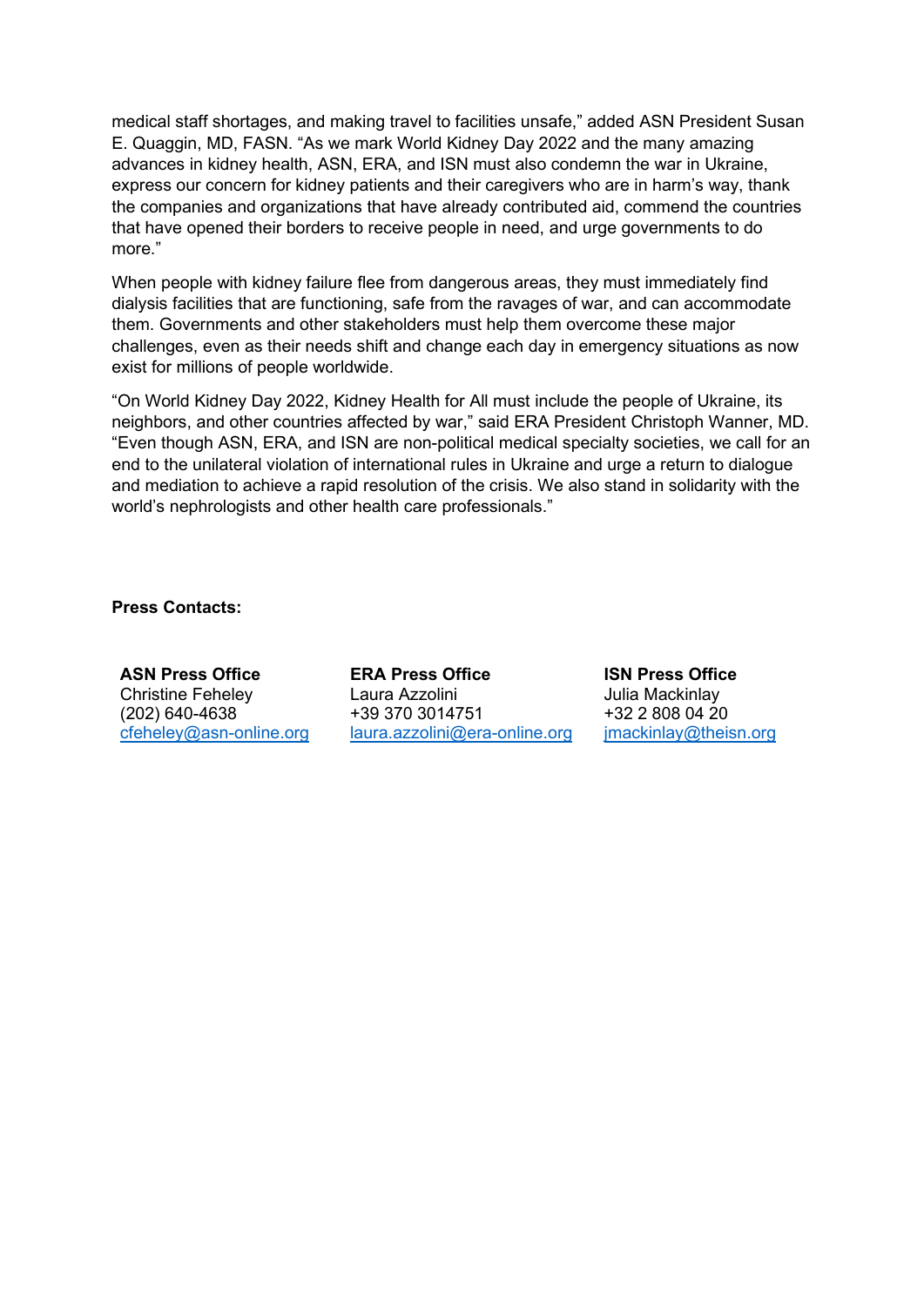medical staff shortages, and making travel to facilities unsafe," added ASN President Susan E. Quaggin, MD, FASN. "As we mark World Kidney Day 2022 and the many amazing advances in kidney health, ASN, ERA, and ISN must also condemn the war in Ukraine, express our concern for kidney patients and their caregivers who are in harm's way, thank the companies and organizations that have already contributed aid, commend the countries that have opened their borders to receive people in need, and urge governments to do more."

When people with kidney failure flee from dangerous areas, they must immediately find dialysis facilities that are functioning, safe from the ravages of war, and can accommodate them. Governments and other stakeholders must help them overcome these major challenges, even as their needs shift and change each day in emergency situations as now exist for millions of people worldwide.

"On World Kidney Day 2022, Kidney Health for All must include the people of Ukraine, its neighbors, and other countries affected by war," said ERA President Christoph Wanner, MD. "Even though ASN, ERA, and ISN are non-political medical specialty societies, we call for an end to the unilateral violation of international rules in Ukraine and urge a return to dialogue and mediation to achieve a rapid resolution of the crisis. We also stand in solidarity with the world's nephrologists and other health care professionals."

**Press Contacts:**

**ASN Press Office**
Christine Feheley
(202) 640-4638
cfeheley@asn-online.org

**ERA Press Office**
Laura Azzolini
+39 370 3014751
laura.azzolini@era-online.org

**ISN Press Office**
Julia Mackinlay
+32 2 808 04 20
jmackinlay@theisn.org